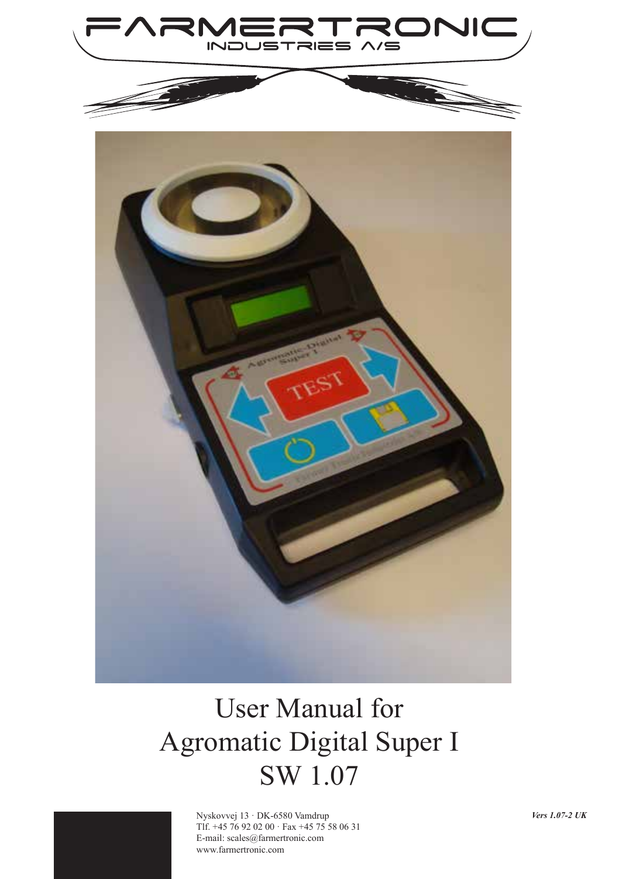# FARMERTRONIC

INDUSTRIES A/S

# User Manual for Agromatic Digital Super I SW 1.07

Nyskovvej 13 · DK-6580 Vamdrup
Tlf. +45 76 92 02 00 · Fax +45 75 58 06 31
E-mail: scales@farmertronic.com
www.farmertronic.com

*Vers 1.07-2 UK*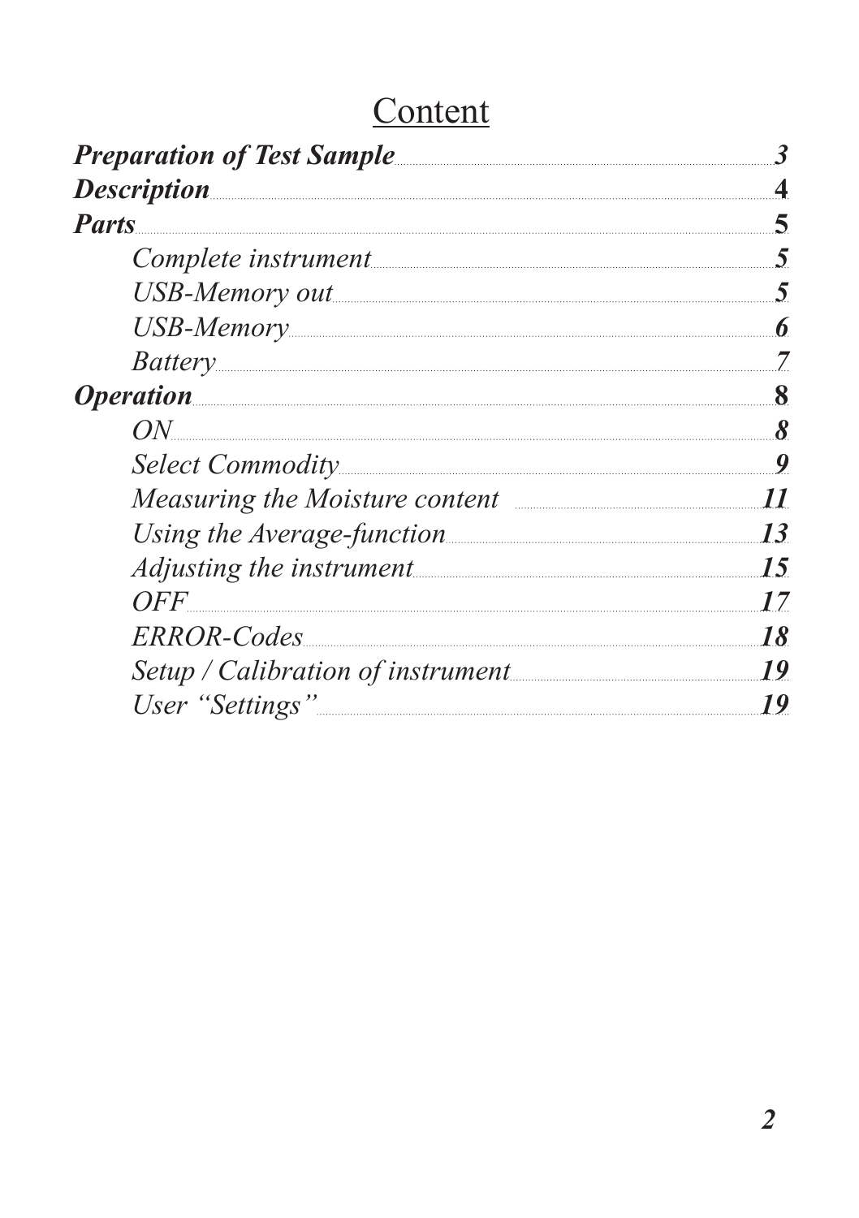# Content

***Preparation of Test Sample*** ........ *3*
***Description*** ........ **4**
***Parts*** ........ **5**

- *Complete instrument* ........ ***5***
- *USB-Memory out* ........ ***5***
- *USB-Memory* ........ ***6***
- *Battery* ........ *7*

***Operation*** ........ **8**

- *ON* ........ ***8***
- *Select Commodity* ........ ***9***
- *Measuring the Moisture content* ........ ***11***
- *Using the Average-function* ........ ***13***
- *Adjusting the instrument* ........ ***15***
- *OFF* ........ ***17***
- *ERROR-Codes* ........ ***18***
- *Setup / Calibration of instrument* ........ ***19***
- *User "Settings"* ........ ***19***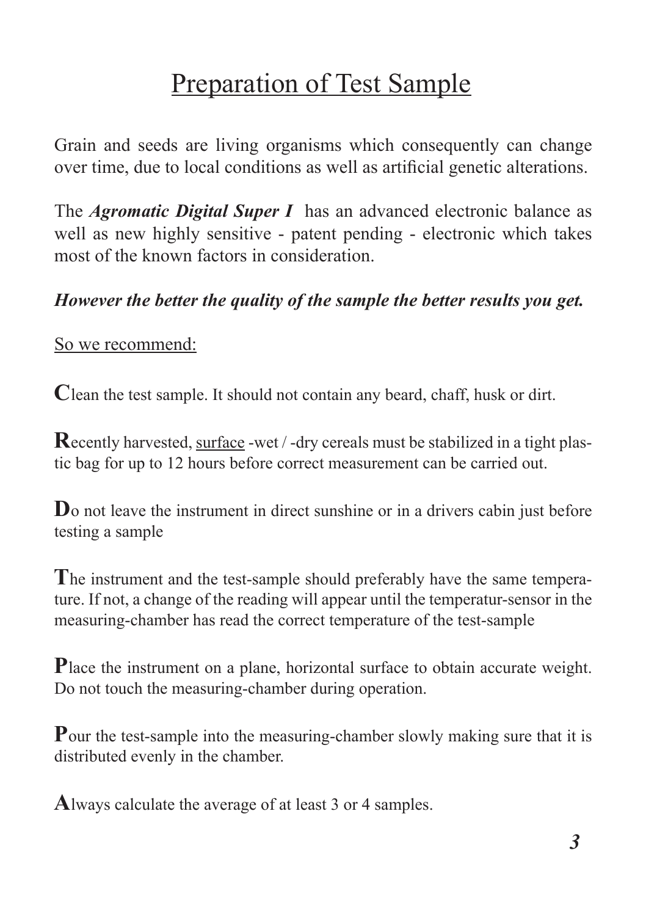# Preparation of Test Sample

Grain and seeds are living organisms which consequently can change over time, due to local conditions as well as artificial genetic alterations.

The ***Agromatic Digital Super I*** has an advanced electronic balance as well as new highly sensitive - patent pending - electronic which takes most of the known factors in consideration.

***However the better the quality of the sample the better results you get.***

So we recommend:

**C**lean the test sample. It should not contain any beard, chaff, husk or dirt.

**R**ecently harvested, surface -wet / -dry cereals must be stabilized in a tight plastic bag for up to 12 hours before correct measurement can be carried out.

**D**o not leave the instrument in direct sunshine or in a drivers cabin just before testing a sample

**T**he instrument and the test-sample should preferably have the same temperature. If not, a change of the reading will appear until the temperatur-sensor in the measuring-chamber has read the correct temperature of the test-sample

**P**lace the instrument on a plane, horizontal surface to obtain accurate weight. Do not touch the measuring-chamber during operation.

**P**our the test-sample into the measuring-chamber slowly making sure that it is distributed evenly in the chamber.

**A**lways calculate the average of at least 3 or 4 samples.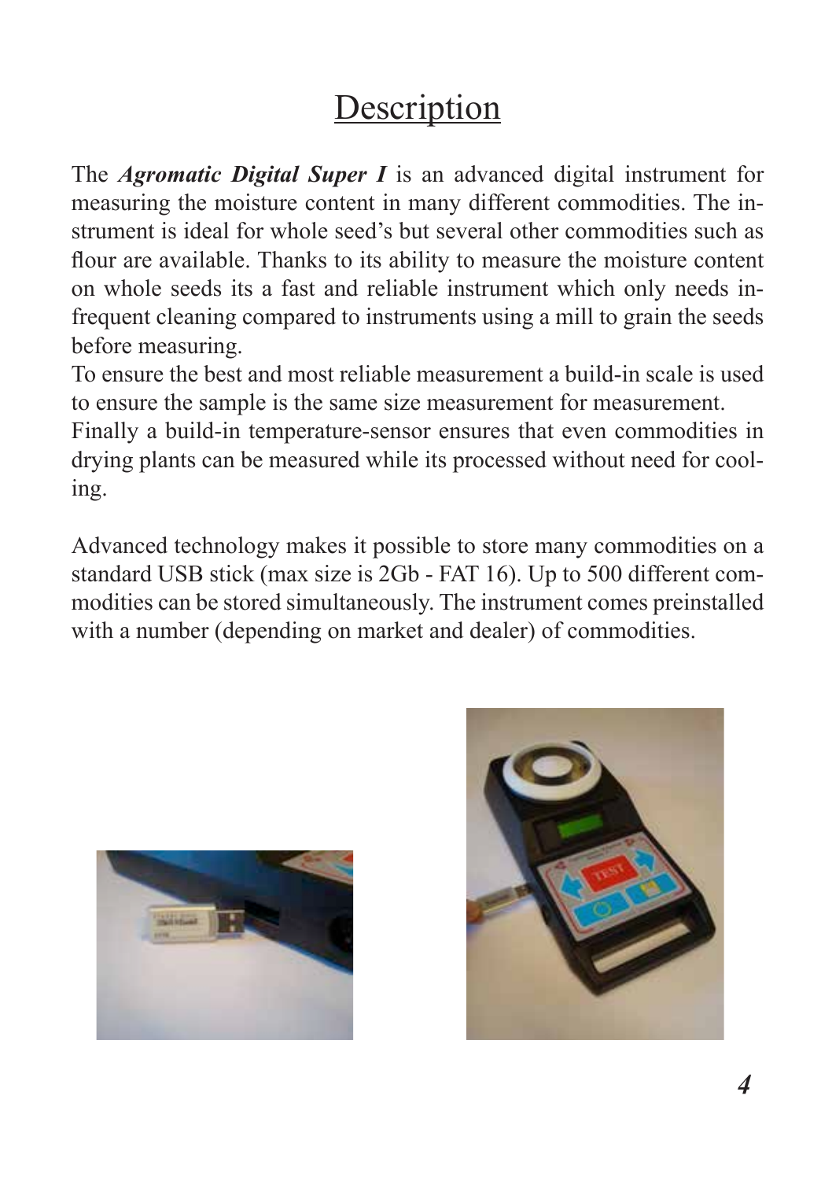# Description

The ***Agromatic Digital Super I*** is an advanced digital instrument for measuring the moisture content in many different commodities. The instrument is ideal for whole seed's but several other commodities such as flour are available. Thanks to its ability to measure the moisture content on whole seeds its a fast and reliable instrument which only needs infrequent cleaning compared to instruments using a mill to grain the seeds before measuring.
To ensure the best and most reliable measurement a build-in scale is used to ensure the sample is the same size measurement for measurement.
Finally a build-in temperature-sensor ensures that even commodities in drying plants can be measured while its processed without need for cooling.

Advanced technology makes it possible to store many commodities on a standard USB stick (max size is 2Gb - FAT 16). Up to 500 different commodities can be stored simultaneously. The instrument comes preinstalled with a number (depending on market and dealer) of commodities.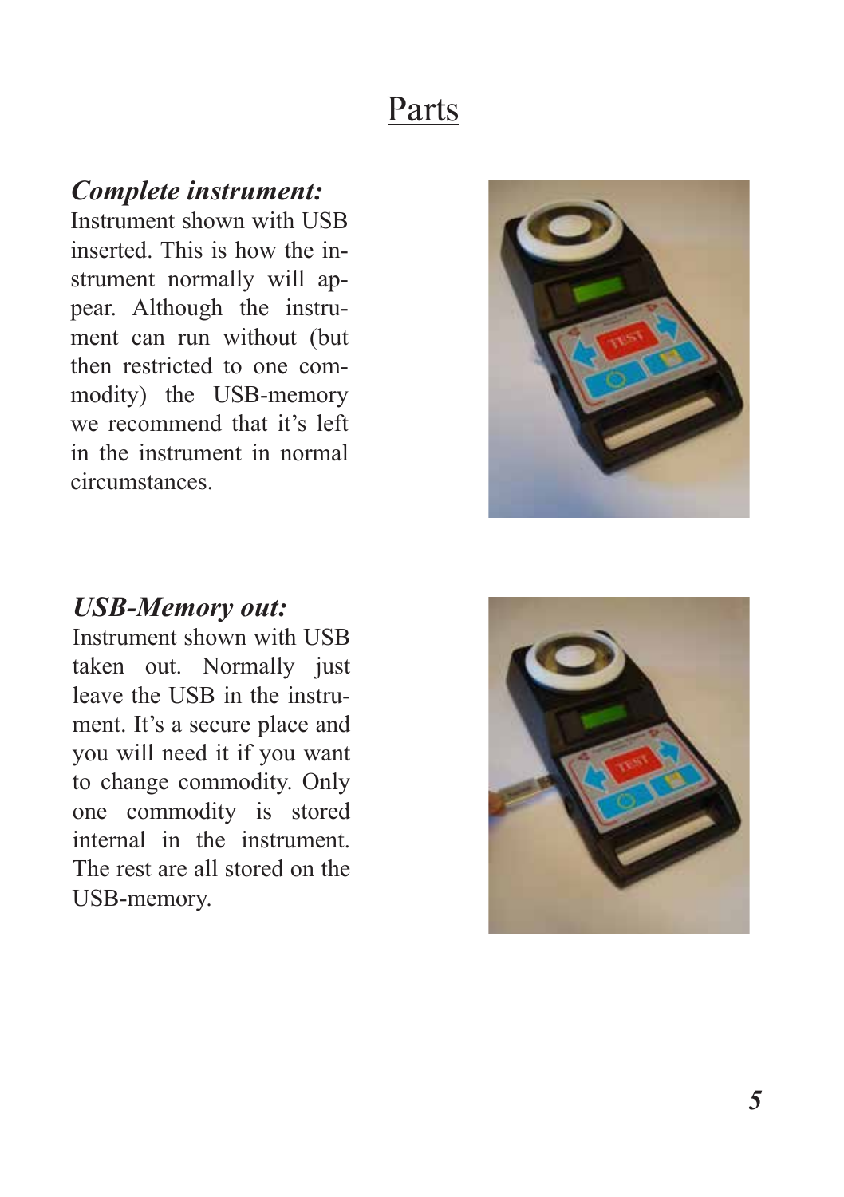# Parts

***Complete instrument:***

Instrument shown with USB inserted. This is how the instrument normally will appear. Although the instrument can run without (but then restricted to one commodity) the USB-memory we recommend that it's left in the instrument in normal circumstances.

***USB-Memory out:***

Instrument shown with USB taken out. Normally just leave the USB in the instrument. It's a secure place and you will need it if you want to change commodity. Only one commodity is stored internal in the instrument. The rest are all stored on the USB-memory.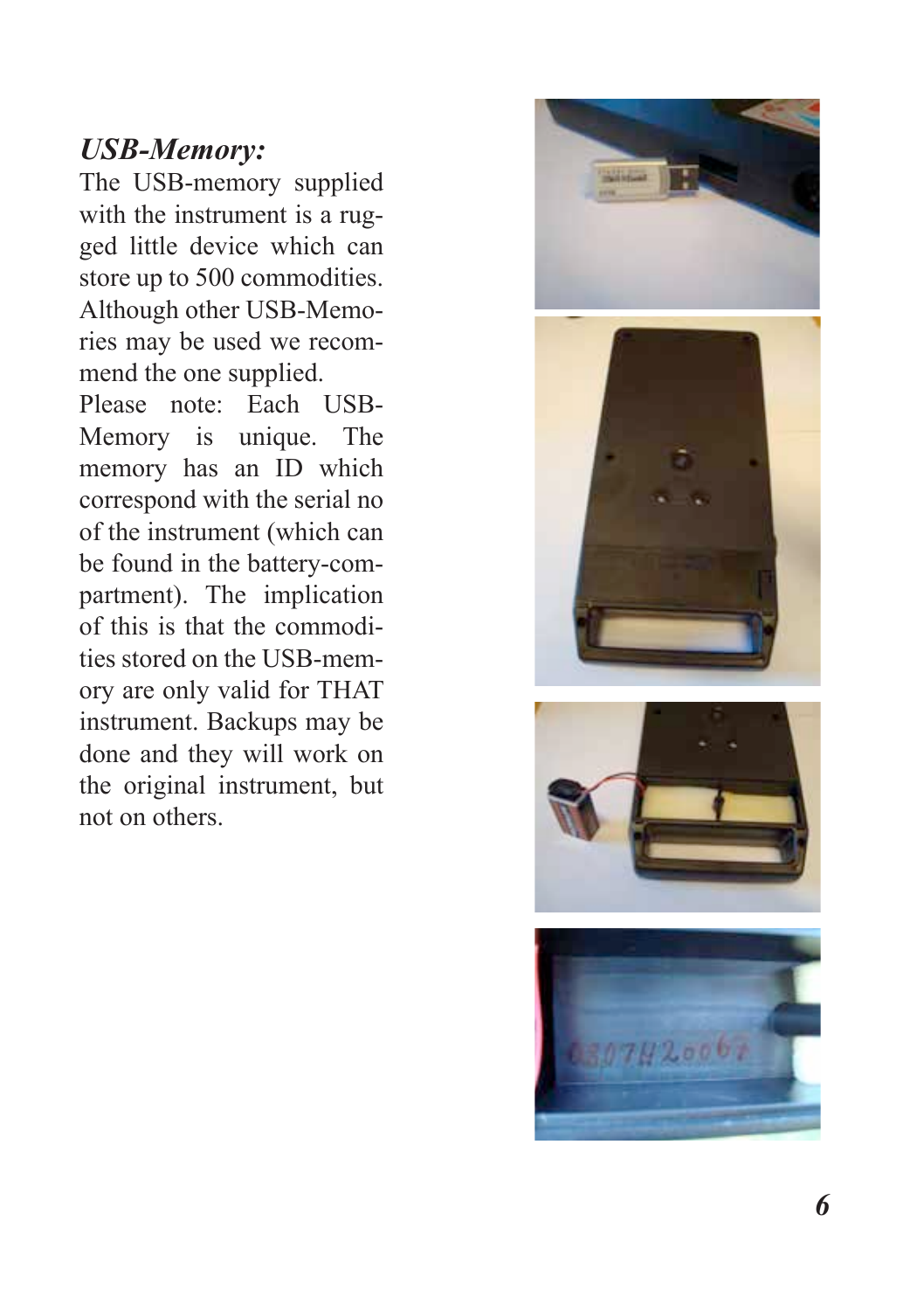### *USB-Memory:*

The USB-memory supplied with the instrument is a rugged little device which can store up to 500 commodities. Although other USB-Memories may be used we recommend the one supplied.

Please note: Each USB-Memory is unique. The memory has an ID which correspond with the serial no of the instrument (which can be found in the battery-compartment). The implication of this is that the commodities stored on the USB-memory are only valid for THAT instrument. Backups may be done and they will work on the original instrument, but not on others.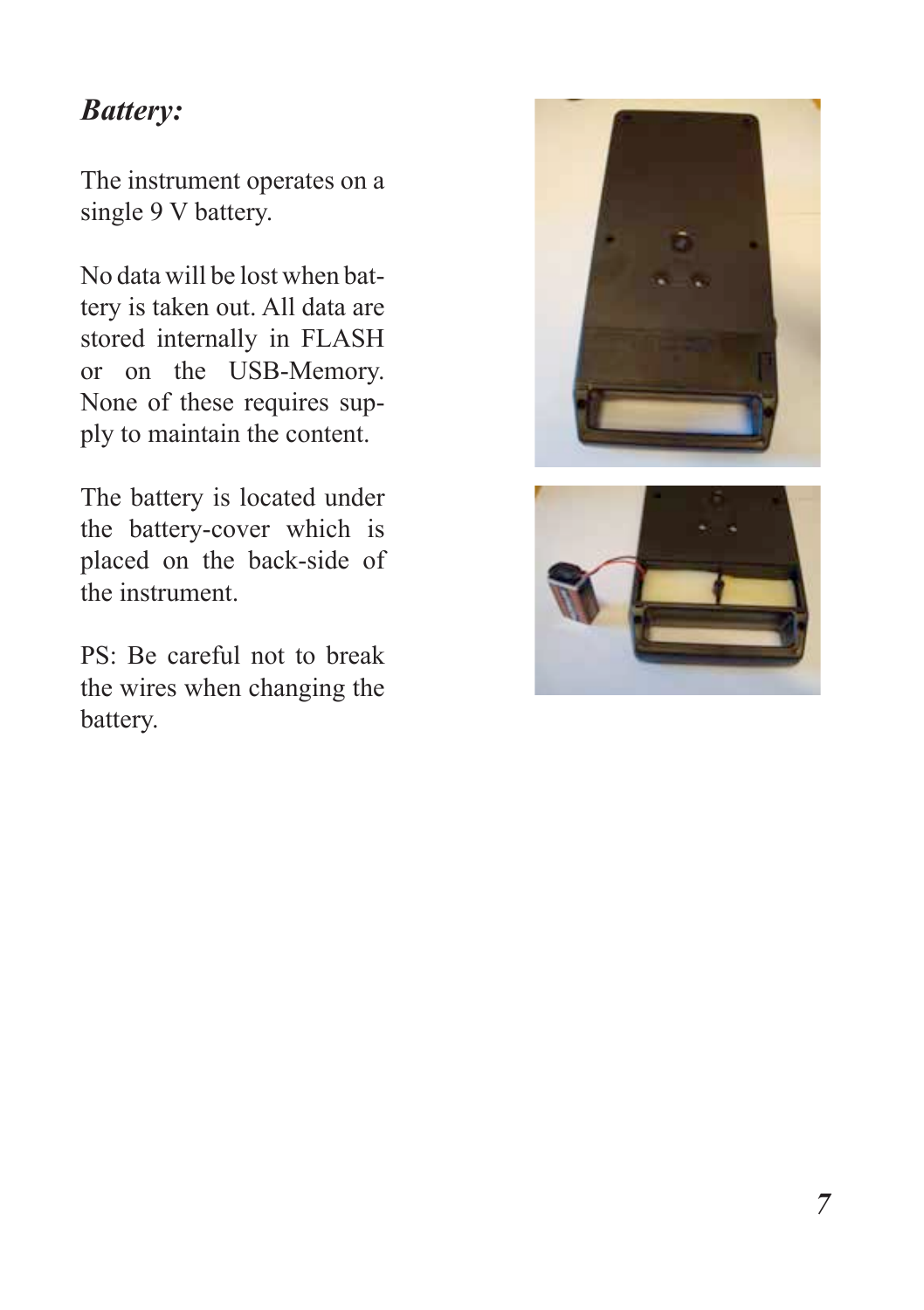## *Battery:*

The instrument operates on a single 9 V battery.

No data will be lost when battery is taken out. All data are stored internally in FLASH or on the USB-Memory. None of these requires supply to maintain the content.

The battery is located under the battery-cover which is placed on the back-side of the instrument.

PS: Be careful not to break the wires when changing the battery.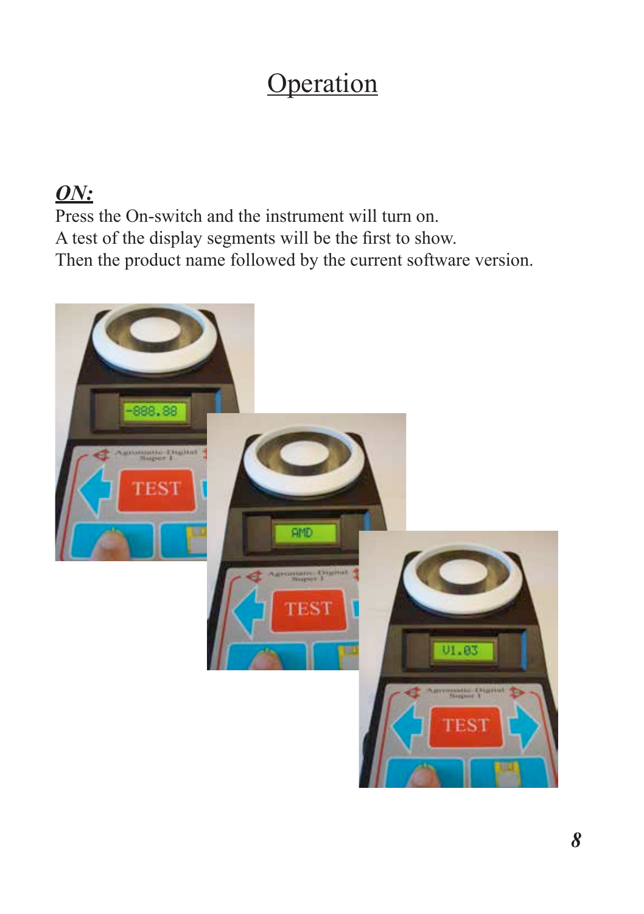# Operation

***ON:***

Press the On-switch and the instrument will turn on.
A test of the display segments will be the first to show.
Then the product name followed by the current software version.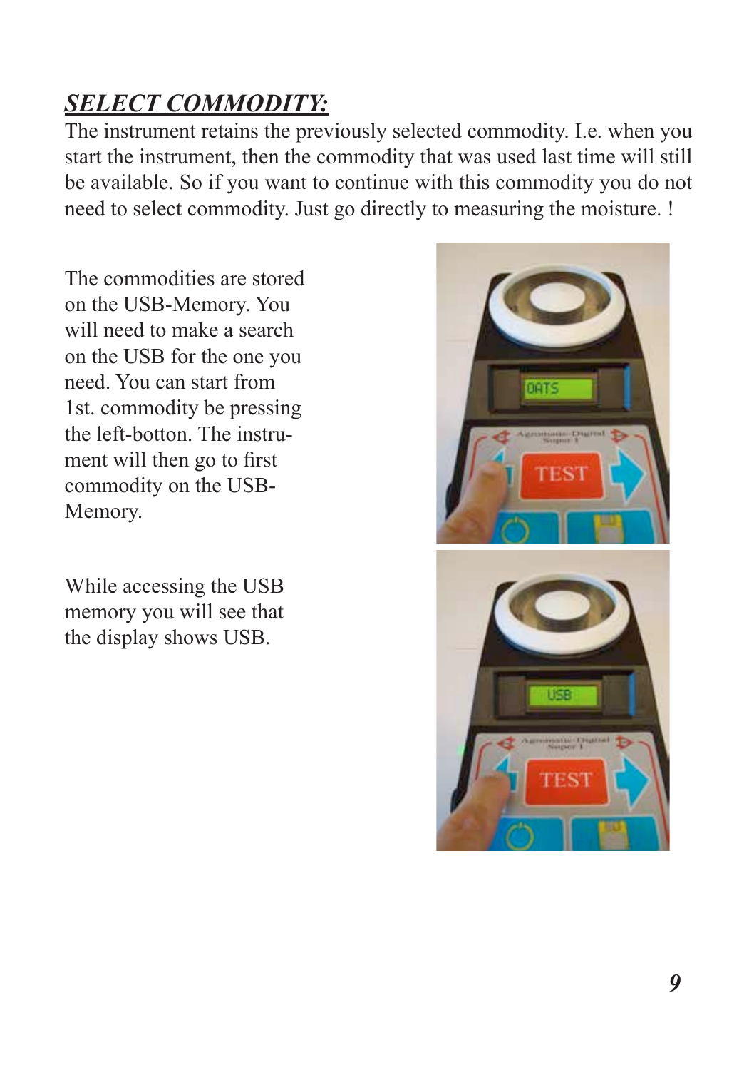***SELECT COMMODITY:***

The instrument retains the previously selected commodity. I.e. when you start the instrument, then the commodity that was used last time will still be available. So if you want to continue with this commodity you do not need to select commodity. Just go directly to measuring the moisture. !

The commodities are stored on the USB-Memory. You will need to make a search on the USB for the one you need. You can start from 1st. commodity be pressing the left-botton. The instrument will then go to first commodity on the USB-Memory.

While accessing the USB memory you will see that the display shows USB.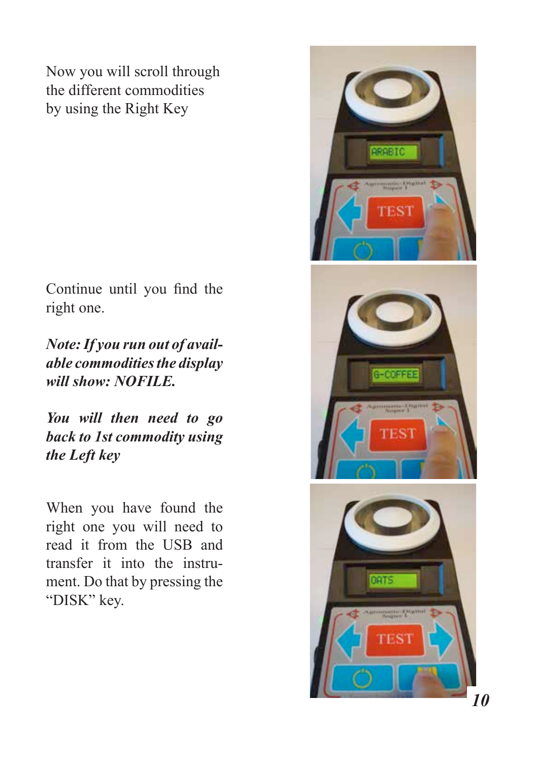Now you will scroll through the different commodities by using the Right Key

Continue until you find the right one.

***Note: If you run out of available commodities the display will show: NOFILE.***

***You will then need to go back to 1st commodity using the Left key***

When you have found the right one you will need to read it from the USB and transfer it into the instrument. Do that by pressing the "DISK" key.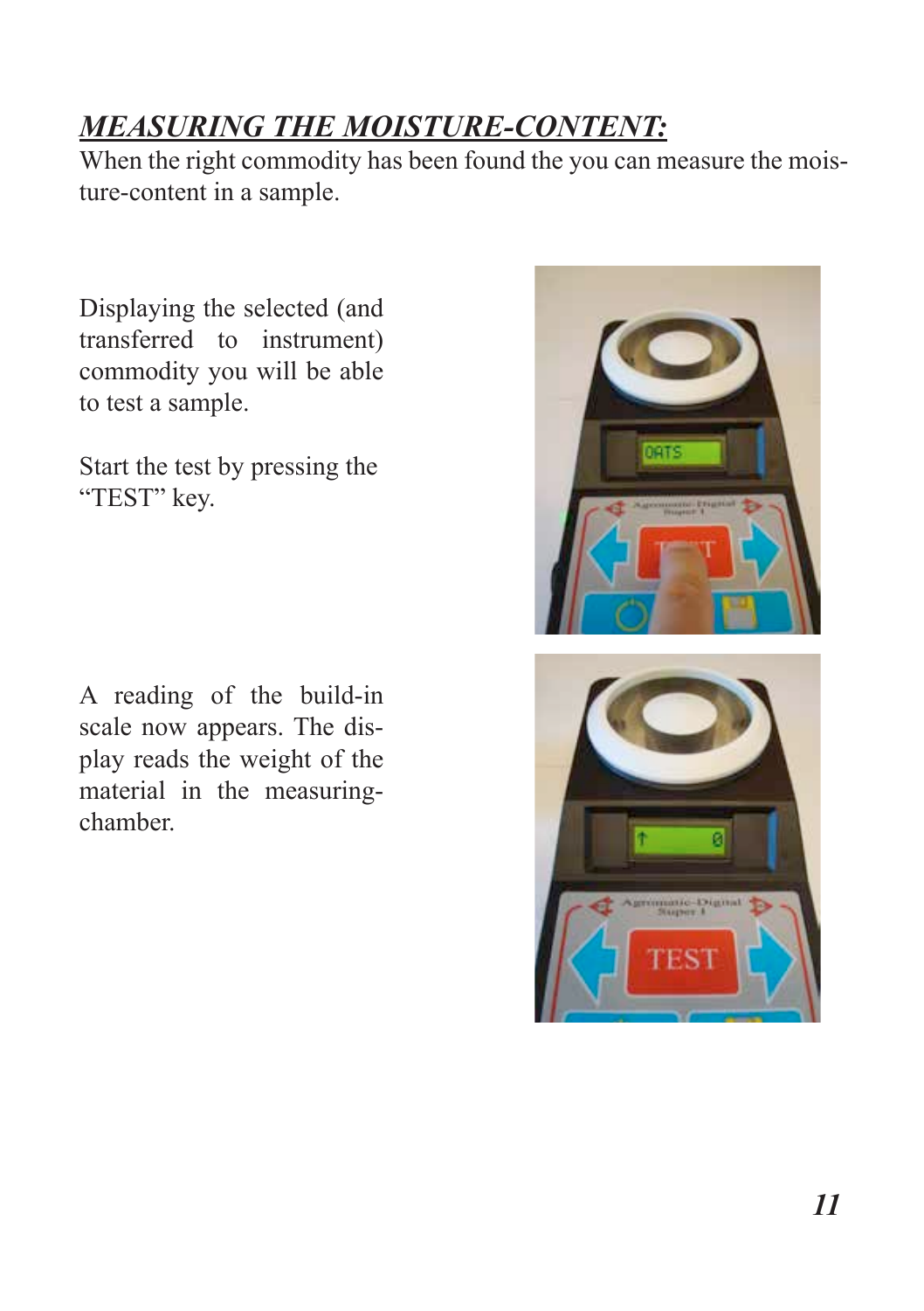## *MEASURING THE MOISTURE-CONTENT:*

When the right commodity has been found the you can measure the moisture-content in a sample.

Displaying the selected (and transferred to instrument) commodity you will be able to test a sample.

Start the test by pressing the "TEST" key.

A reading of the build-in scale now appears. The display reads the weight of the material in the measuring-chamber.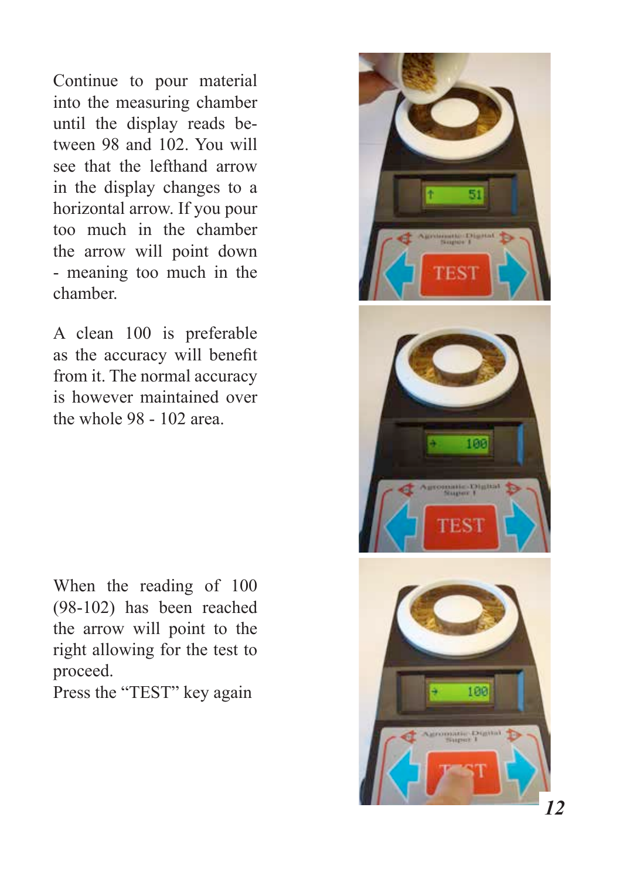Continue to pour material into the measuring chamber until the display reads between 98 and 102. You will see that the lefthand arrow in the display changes to a horizontal arrow. If you pour too much in the chamber the arrow will point down - meaning too much in the chamber.

A clean 100 is preferable as the accuracy will benefit from it. The normal accuracy is however maintained over the whole 98 - 102 area.

When the reading of 100 (98-102) has been reached the arrow will point to the right allowing for the test to proceed.
Press the "TEST" key again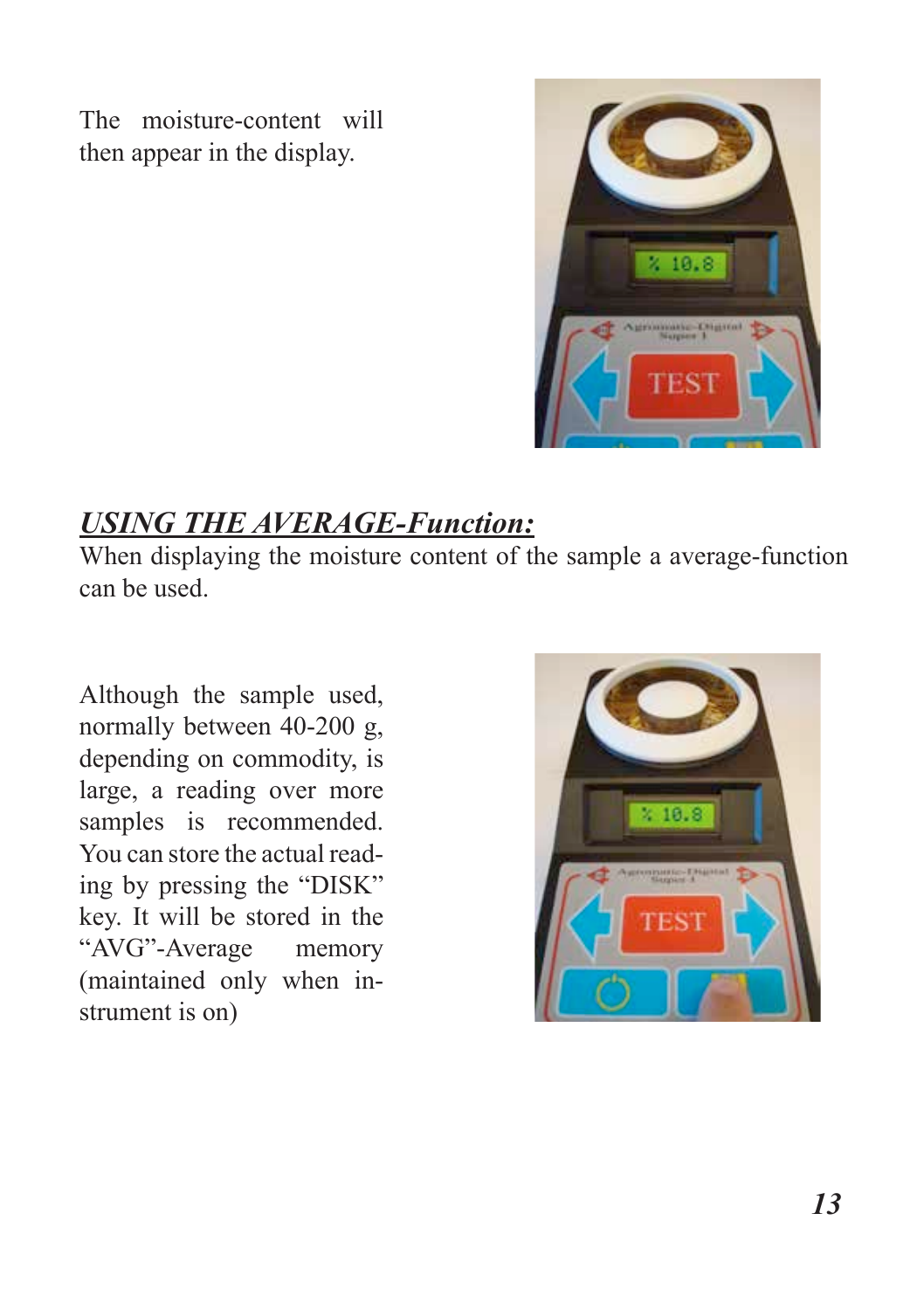The moisture-content will then appear in the display.

## ***USING THE AVERAGE-Function:***

When displaying the moisture content of the sample a average-function can be used.

Although the sample used, normally between 40-200 g, depending on commodity, is large, a reading over more samples is recommended. You can store the actual reading by pressing the “DISK” key. It will be stored in the “AVG”-Average memory (maintained only when instrument is on)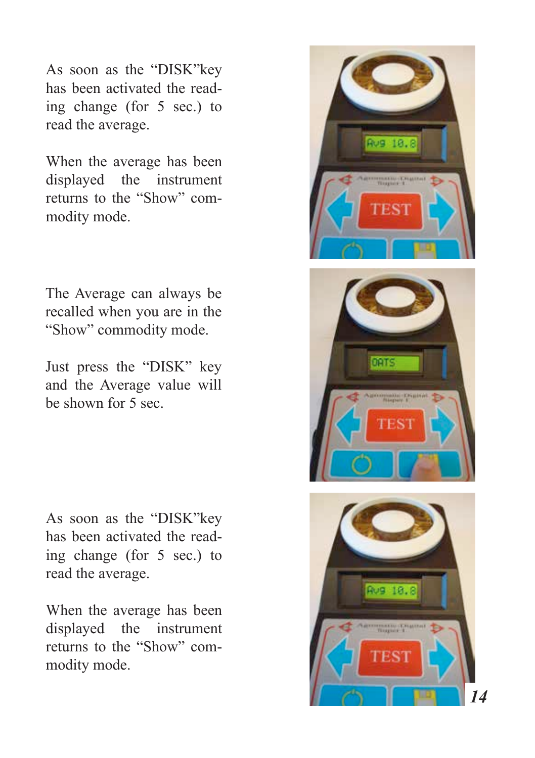As soon as the “DISK”key has been activated the reading change (for 5 sec.) to read the average.

When the average has been displayed the instrument returns to the “Show” commodity mode.

The Average can always be recalled when you are in the “Show” commodity mode.

Just press the “DISK” key and the Average value will be shown for 5 sec.

As soon as the “DISK”key has been activated the reading change (for 5 sec.) to read the average.

When the average has been displayed the instrument returns to the “Show” commodity mode.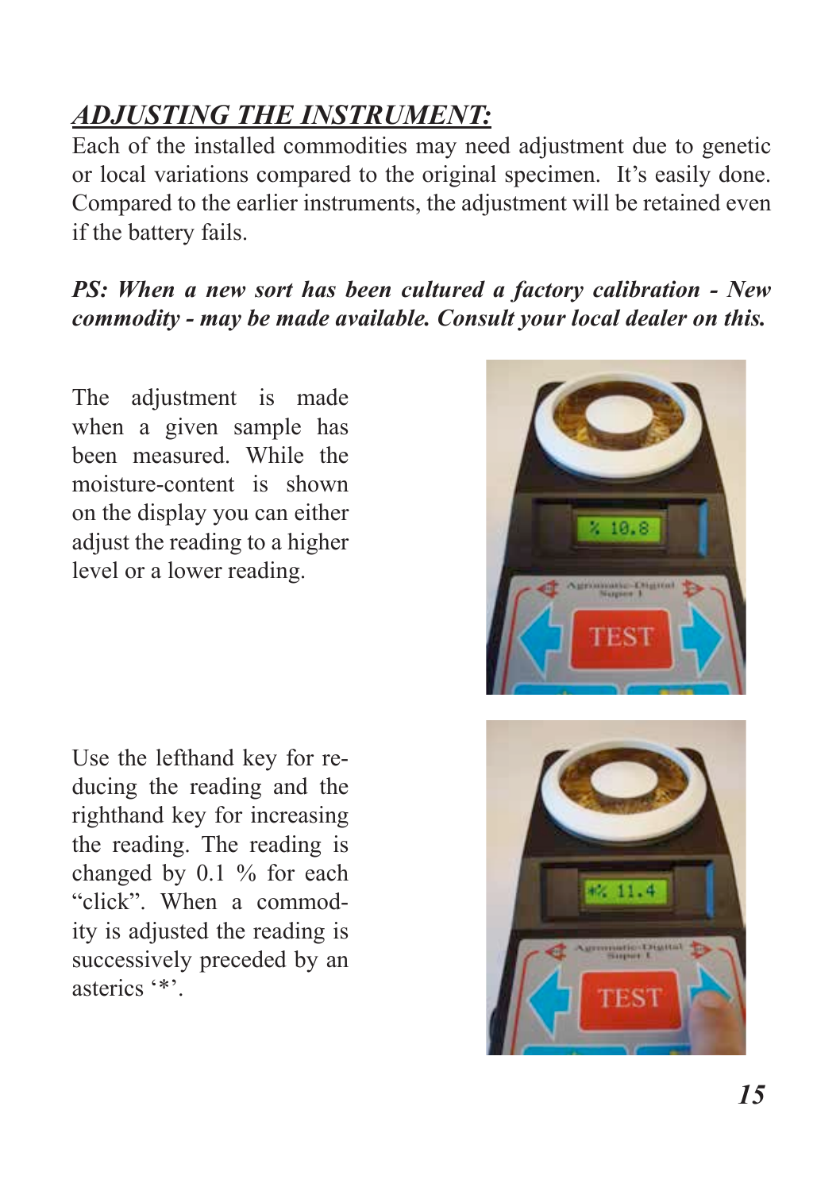## *ADJUSTING THE INSTRUMENT:*

Each of the installed commodities may need adjustment due to genetic or local variations compared to the original specimen. It's easily done. Compared to the earlier instruments, the adjustment will be retained even if the battery fails.

***PS: When a new sort has been cultured a factory calibration - New commodity - may be made available. Consult your local dealer on this.***

The adjustment is made when a given sample has been measured. While the moisture-content is shown on the display you can either adjust the reading to a higher level or a lower reading.

Use the lefthand key for reducing the reading and the righthand key for increasing the reading. The reading is changed by 0.1 % for each "click". When a commodity is adjusted the reading is successively preceded by an asterics '*'.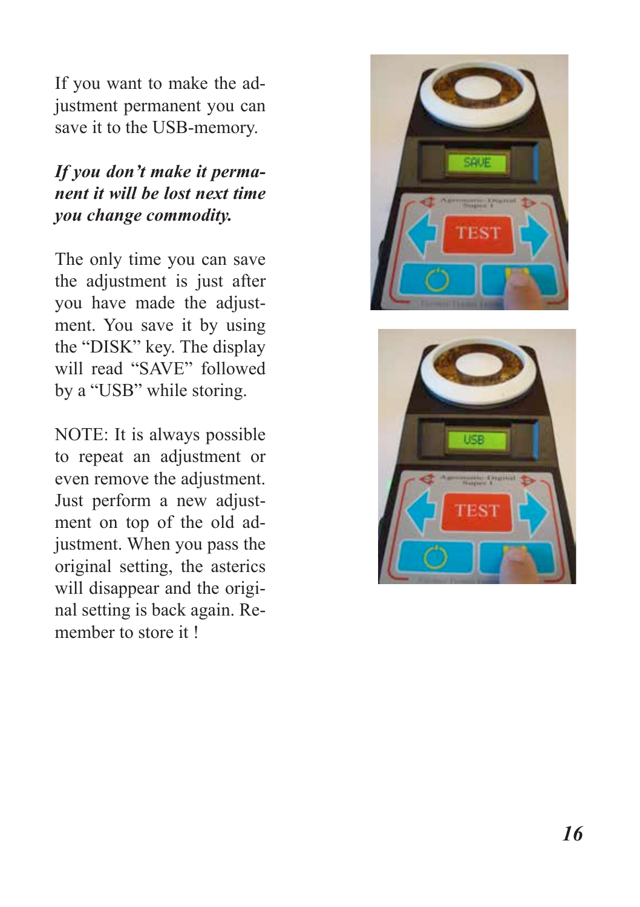If you want to make the adjustment permanent you can save it to the USB-memory.

***If you don't make it permanent it will be lost next time you change commodity.***

The only time you can save the adjustment is just after you have made the adjustment. You save it by using the "DISK" key. The display will read "SAVE" followed by a "USB" while storing.

NOTE: It is always possible to repeat an adjustment or even remove the adjustment. Just perform a new adjustment on top of the old adjustment. When you pass the original setting, the asterics will disappear and the original setting is back again. Remember to store it !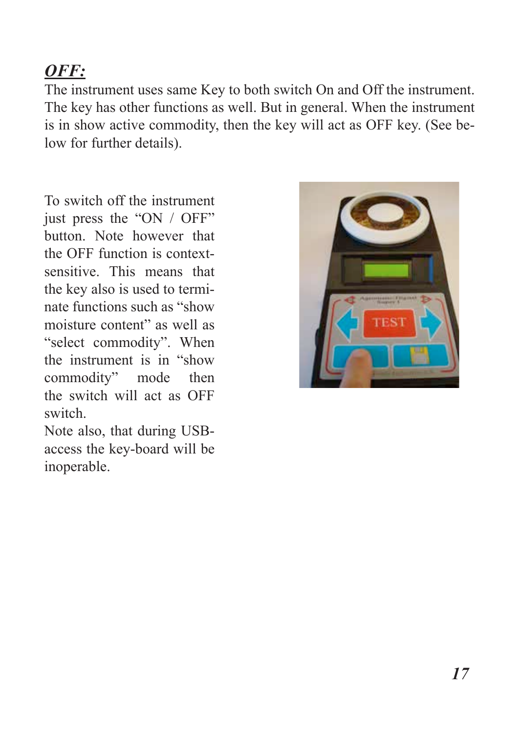## ***OFF:***

The instrument uses same Key to both switch On and Off the instrument. The key has other functions as well. But in general. When the instrument is in show active commodity, then the key will act as OFF key. (See below for further details).

To switch off the instrument just press the "ON / OFF" button. Note however that the OFF function is context-sensitive. This means that the key also is used to terminate functions such as "show moisture content" as well as "select commodity". When the instrument is in "show commodity" mode then the switch will act as OFF switch.

Note also, that during USB-access the key-board will be inoperable.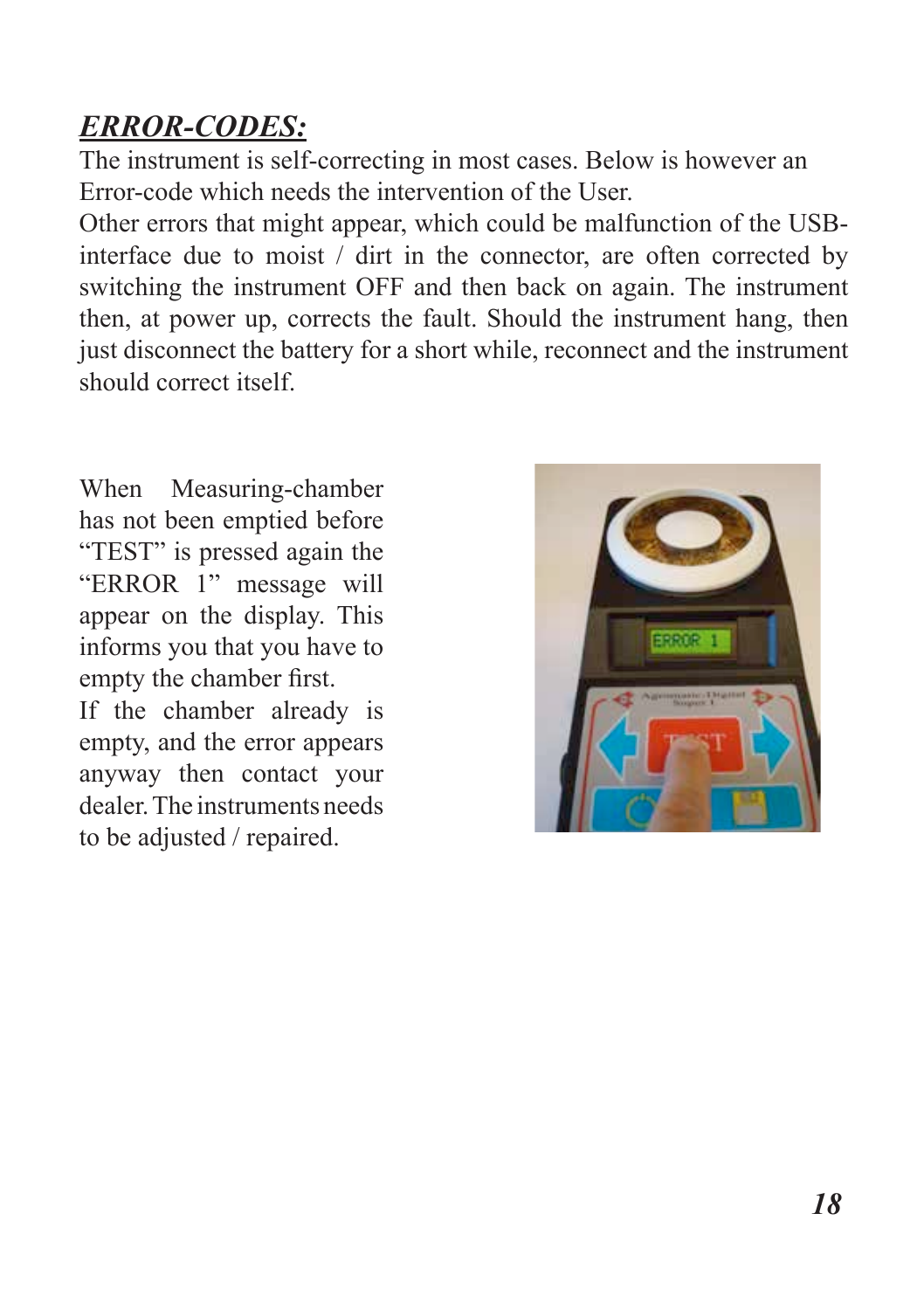## ***ERROR-CODES:***

The instrument is self-correcting in most cases. Below is however an Error-code which needs the intervention of the User.

Other errors that might appear, which could be malfunction of the USB-interface due to moist / dirt in the connector, are often corrected by switching the instrument OFF and then back on again. The instrument then, at power up, corrects the fault. Should the instrument hang, then just disconnect the battery for a short while, reconnect and the instrument should correct itself.

When Measuring-chamber has not been emptied before "TEST" is pressed again the "ERROR 1" message will appear on the display. This informs you that you have to empty the chamber first.

If the chamber already is empty, and the error appears anyway then contact your dealer. The instruments needs to be adjusted / repaired.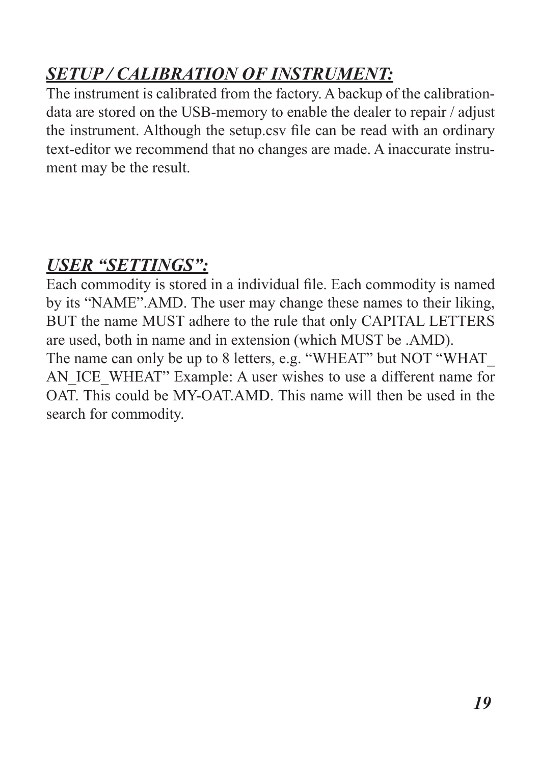## ***SETUP / CALIBRATION OF INSTRUMENT:***

The instrument is calibrated from the factory. A backup of the calibration-data are stored on the USB-memory to enable the dealer to repair / adjust the instrument. Although the setup.csv file can be read with an ordinary text-editor we recommend that no changes are made. A inaccurate instrument may be the result.

## ***USER "SETTINGS":***

Each commodity is stored in a individual file. Each commodity is named by its "NAME".AMD. The user may change these names to their liking, BUT the name MUST adhere to the rule that only CAPITAL LETTERS are used, both in name and in extension (which MUST be .AMD).
The name can only be up to 8 letters, e.g. "WHEAT" but NOT "WHAT_AN_ICE_WHEAT" Example: A user wishes to use a different name for OAT. This could be MY-OAT.AMD. This name will then be used in the search for commodity.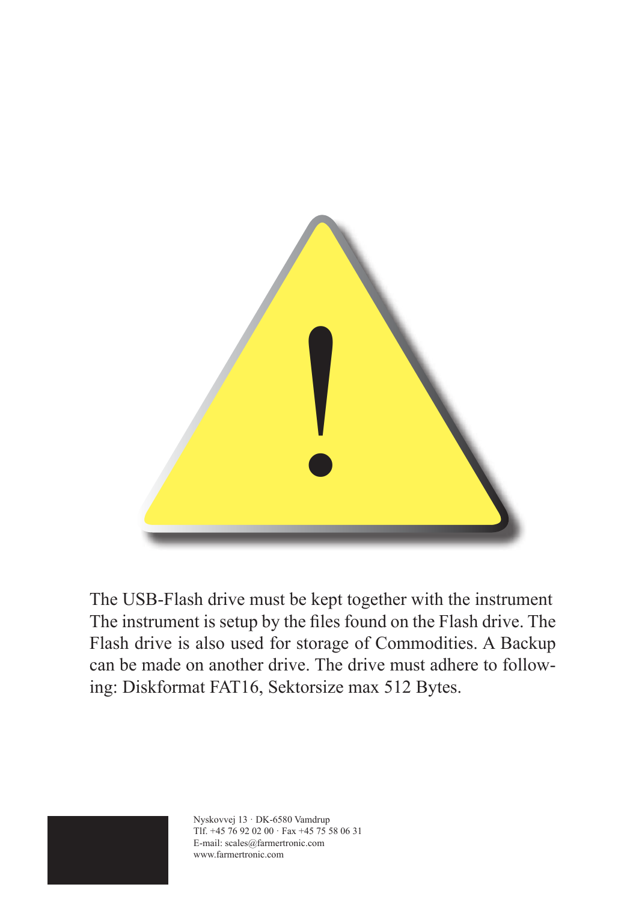The USB-Flash drive must be kept together with the instrument The instrument is setup by the files found on the Flash drive. The Flash drive is also used for storage of Commodities. A Backup can be made on another drive. The drive must adhere to following: Diskformat FAT16, Sektorsize max 512 Bytes.

Nyskovvej 13 · DK-6580 Vamdrup
Tlf. +45 76 92 02 00 · Fax +45 75 58 06 31
E-mail: scales@farmertronic.com
www.farmertronic.com